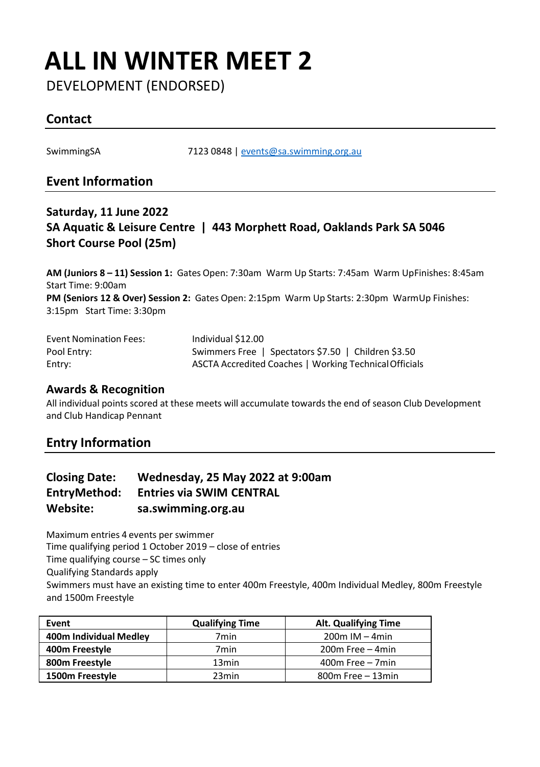# ALL IN WINTER MEET 2

DEVELOPMENT (ENDORSED)

## Contact

SwimmingSA 7123 0848 | events@sa.swimming.org.au

## Event Information

**Saturday, 11 June 2022**
**SA Aquatic & Leisure Centre | 443 Morphett Road, Oaklands Park SA 5046**
**Short Course Pool (25m)**

**AM (Juniors 8 – 11) Session 1:** Gates Open: 7:30am Warm Up Starts: 7:45am Warm Up Finishes: 8:45am Start Time: 9:00am
**PM (Seniors 12 & Over) Session 2:** Gates Open: 2:15pm Warm Up Starts: 2:30pm Warm Up Finishes: 3:15pm Start Time: 3:30pm

Event Nomination Fees: Individual $12.00
Pool Entry: Swimmers Free | Spectators $7.50 | Children $3.50
Entry: ASCTA Accredited Coaches | Working Technical Officials

### Awards & Recognition

All individual points scored at these meets will accumulate towards the end of season Club Development and Club Handicap Pennant

## Entry Information

**Closing Date: Wednesday, 25 May 2022 at 9:00am**
**Entry Method: Entries via SWIM CENTRAL**
**Website: sa.swimming.org.au**

Maximum entries 4 events per swimmer
Time qualifying period 1 October 2019 – close of entries
Time qualifying course – SC times only
Qualifying Standards apply
Swimmers must have an existing time to enter 400m Freestyle, 400m Individual Medley, 800m Freestyle and 1500m Freestyle

| Event | Qualifying Time | Alt. Qualifying Time |
|---|---|---|
| **400m Individual Medley** | 7min | 200m IM – 4min |
| **400m Freestyle** | 7min | 200m Free – 4min |
| **800m Freestyle** | 13min | 400m Free – 7min |
| **1500m Freestyle** | 23min | 800m Free – 13min |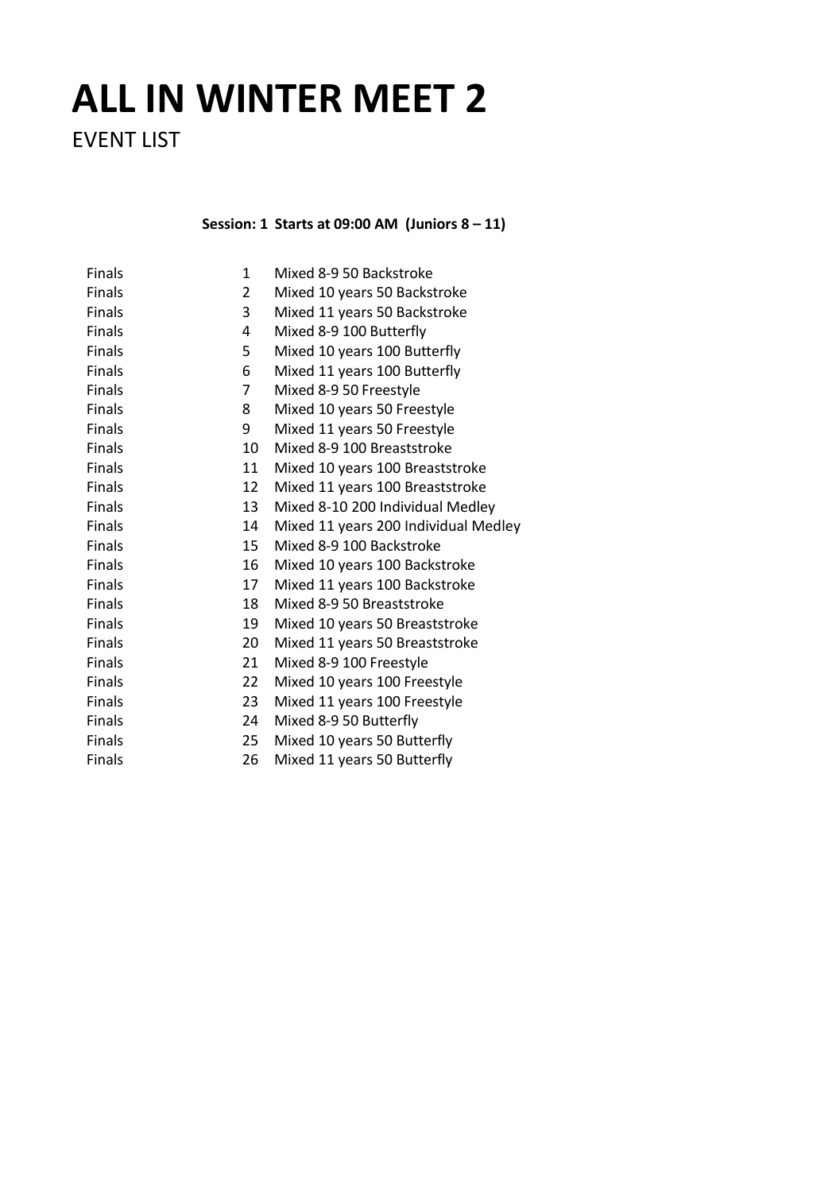# ALL IN WINTER MEET 2

EVENT LIST

**Session: 1 Starts at 09:00 AM (Juniors 8 – 11)**

| | | |
|---|---|---|
| Finals | 1 | Mixed 8-9 50 Backstroke |
| Finals | 2 | Mixed 10 years 50 Backstroke |
| Finals | 3 | Mixed 11 years 50 Backstroke |
| Finals | 4 | Mixed 8-9 100 Butterfly |
| Finals | 5 | Mixed 10 years 100 Butterfly |
| Finals | 6 | Mixed 11 years 100 Butterfly |
| Finals | 7 | Mixed 8-9 50 Freestyle |
| Finals | 8 | Mixed 10 years 50 Freestyle |
| Finals | 9 | Mixed 11 years 50 Freestyle |
| Finals | 10 | Mixed 8-9 100 Breaststroke |
| Finals | 11 | Mixed 10 years 100 Breaststroke |
| Finals | 12 | Mixed 11 years 100 Breaststroke |
| Finals | 13 | Mixed 8-10 200 Individual Medley |
| Finals | 14 | Mixed 11 years 200 Individual Medley |
| Finals | 15 | Mixed 8-9 100 Backstroke |
| Finals | 16 | Mixed 10 years 100 Backstroke |
| Finals | 17 | Mixed 11 years 100 Backstroke |
| Finals | 18 | Mixed 8-9 50 Breaststroke |
| Finals | 19 | Mixed 10 years 50 Breaststroke |
| Finals | 20 | Mixed 11 years 50 Breaststroke |
| Finals | 21 | Mixed 8-9 100 Freestyle |
| Finals | 22 | Mixed 10 years 100 Freestyle |
| Finals | 23 | Mixed 11 years 100 Freestyle |
| Finals | 24 | Mixed 8-9 50 Butterfly |
| Finals | 25 | Mixed 10 years 50 Butterfly |
| Finals | 26 | Mixed 11 years 50 Butterfly |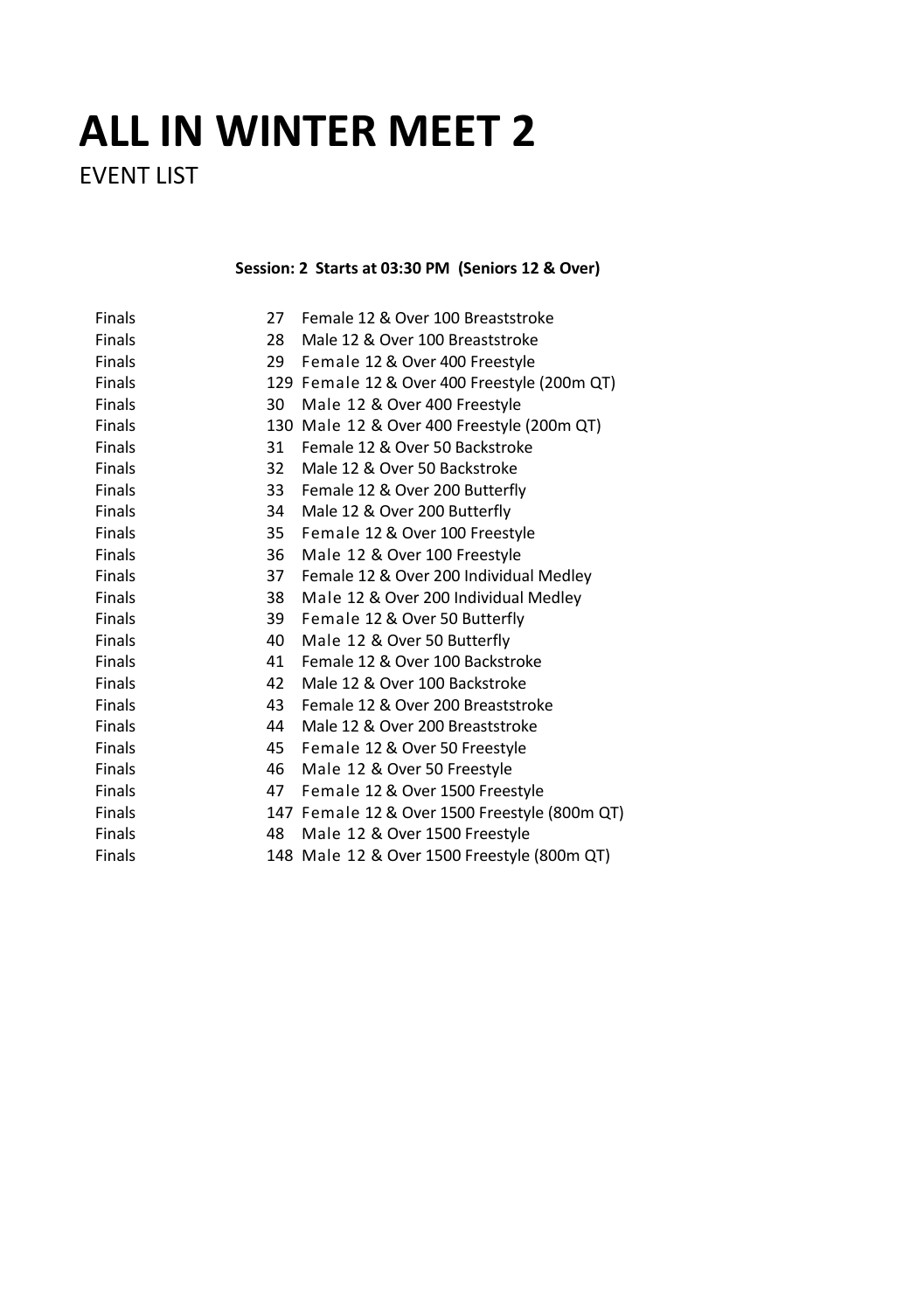# ALL IN WINTER MEET 2

EVENT LIST

**Session: 2 Starts at 03:30 PM (Seniors 12 & Over)**

| | | |
|---|---|---|
| Finals | 27 | Female 12 & Over 100 Breaststroke |
| Finals | 28 | Male 12 & Over 100 Breaststroke |
| Finals | 29 | Female 12 & Over 400 Freestyle |
| Finals | 129 | Female 12 & Over 400 Freestyle (200m QT) |
| Finals | 30 | Male 12 & Over 400 Freestyle |
| Finals | 130 | Male 12 & Over 400 Freestyle (200m QT) |
| Finals | 31 | Female 12 & Over 50 Backstroke |
| Finals | 32 | Male 12 & Over 50 Backstroke |
| Finals | 33 | Female 12 & Over 200 Butterfly |
| Finals | 34 | Male 12 & Over 200 Butterfly |
| Finals | 35 | Female 12 & Over 100 Freestyle |
| Finals | 36 | Male 12 & Over 100 Freestyle |
| Finals | 37 | Female 12 & Over 200 Individual Medley |
| Finals | 38 | Male 12 & Over 200 Individual Medley |
| Finals | 39 | Female 12 & Over 50 Butterfly |
| Finals | 40 | Male 12 & Over 50 Butterfly |
| Finals | 41 | Female 12 & Over 100 Backstroke |
| Finals | 42 | Male 12 & Over 100 Backstroke |
| Finals | 43 | Female 12 & Over 200 Breaststroke |
| Finals | 44 | Male 12 & Over 200 Breaststroke |
| Finals | 45 | Female 12 & Over 50 Freestyle |
| Finals | 46 | Male 12 & Over 50 Freestyle |
| Finals | 47 | Female 12 & Over 1500 Freestyle |
| Finals | 147 | Female 12 & Over 1500 Freestyle (800m QT) |
| Finals | 48 | Male 12 & Over 1500 Freestyle |
| Finals | 148 | Male 12 & Over 1500 Freestyle (800m QT) |